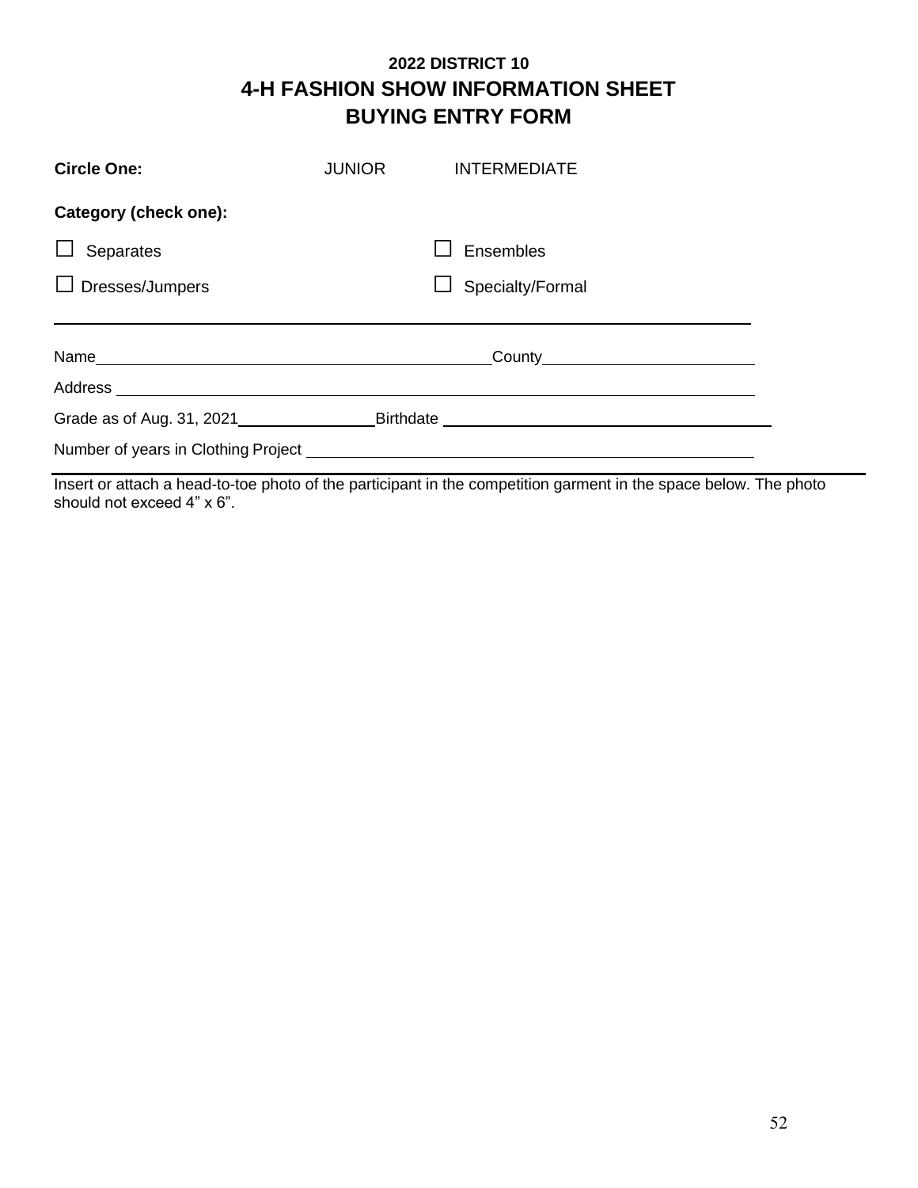## 2022 DISTRICT 10

# 4-H FASHION SHOW INFORMATION SHEET
# BUYING ENTRY FORM

**Circle One:** JUNIOR INTERMEDIATE

**Category (check one):**

☐ Separates ☐ Ensembles

☐ Dresses/Jumpers ☐ Specialty/Formal

---

Name\_\_\_\_\_\_\_\_\_\_\_\_\_\_\_\_\_\_\_\_\_\_\_\_\_\_\_\_\_\_\_\_\_\_\_\_\_\_\_\_County\_\_\_\_\_\_\_\_\_\_\_\_\_\_\_\_\_\_\_\_\_\_

Address \_\_\_\_\_\_\_\_\_\_\_\_\_\_\_\_\_\_\_\_\_\_\_\_\_\_\_\_\_\_\_\_\_\_\_\_\_\_\_\_\_\_\_\_\_\_\_\_\_\_\_\_\_\_\_\_\_\_\_\_\_\_\_\_

Grade as of Aug. 31, 2021\_\_\_\_\_\_\_\_\_\_\_\_\_\_Birthdate \_\_\_\_\_\_\_\_\_\_\_\_\_\_\_\_\_\_\_\_\_\_\_\_\_\_\_\_\_\_\_\_\_\_

Number of years in Clothing Project \_\_\_\_\_\_\_\_\_\_\_\_\_\_\_\_\_\_\_\_\_\_\_\_\_\_\_\_\_\_\_\_\_\_\_\_\_\_\_\_\_\_\_

---

Insert or attach a head-to-toe photo of the participant in the competition garment in the space below. The photo should not exceed 4" x 6".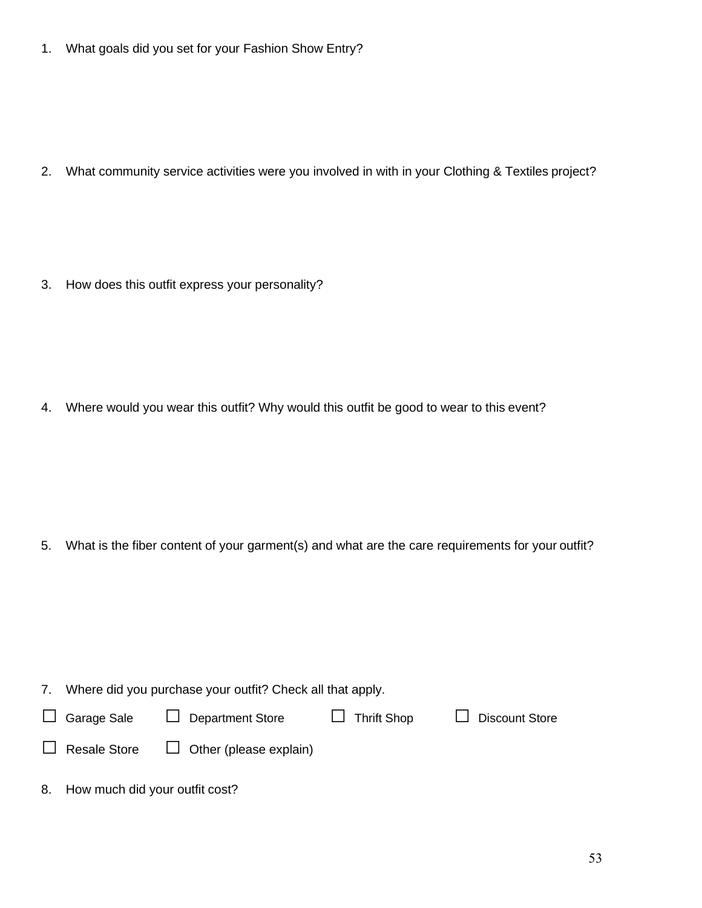1. What goals did you set for your Fashion Show Entry?

2. What community service activities were you involved in with in your Clothing & Textiles project?

3. How does this outfit express your personality?

4. Where would you wear this outfit? Why would this outfit be good to wear to this event?

5. What is the fiber content of your garment(s) and what are the care requirements for your outfit?

7. Where did you purchase your outfit? Check all that apply.

☐ Garage Sale ☐ Department Store ☐ Thrift Shop ☐ Discount Store

☐ Resale Store ☐ Other (please explain)

8. How much did your outfit cost?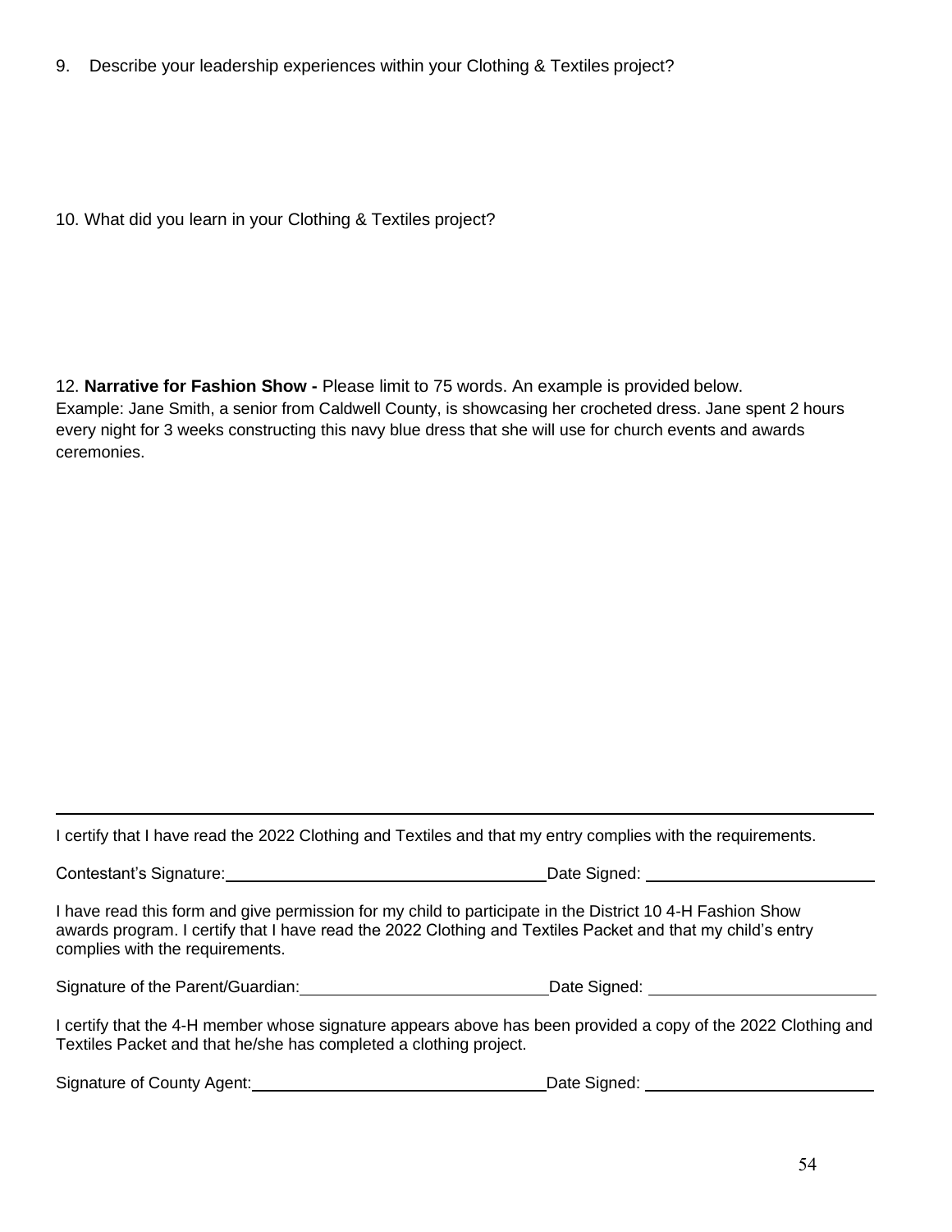9. Describe your leadership experiences within your Clothing & Textiles project?

10. What did you learn in your Clothing & Textiles project?

12. **Narrative for Fashion Show -** Please limit to 75 words. An example is provided below.
Example: Jane Smith, a senior from Caldwell County, is showcasing her crocheted dress. Jane spent 2 hours every night for 3 weeks constructing this navy blue dress that she will use for church events and awards ceremonies.

---

I certify that I have read the 2022 Clothing and Textiles and that my entry complies with the requirements.

Contestant's Signature:\_\_\_\_\_\_\_\_\_\_\_\_\_\_\_\_\_\_\_\_\_\_\_\_\_\_\_\_\_\_ Date Signed: \_\_\_\_\_\_\_\_\_\_\_\_\_\_\_\_\_\_\_\_\_\_

I have read this form and give permission for my child to participate in the District 10 4-H Fashion Show awards program. I certify that I have read the 2022 Clothing and Textiles Packet and that my child's entry complies with the requirements.

Signature of the Parent/Guardian:\_\_\_\_\_\_\_\_\_\_\_\_\_\_\_\_\_\_\_\_\_\_\_\_ Date Signed: \_\_\_\_\_\_\_\_\_\_\_\_\_\_\_\_\_\_\_\_\_\_

I certify that the 4-H member whose signature appears above has been provided a copy of the 2022 Clothing and Textiles Packet and that he/she has completed a clothing project.

Signature of County Agent:\_\_\_\_\_\_\_\_\_\_\_\_\_\_\_\_\_\_\_\_\_\_\_\_\_\_\_\_ Date Signed: \_\_\_\_\_\_\_\_\_\_\_\_\_\_\_\_\_\_\_\_\_\_